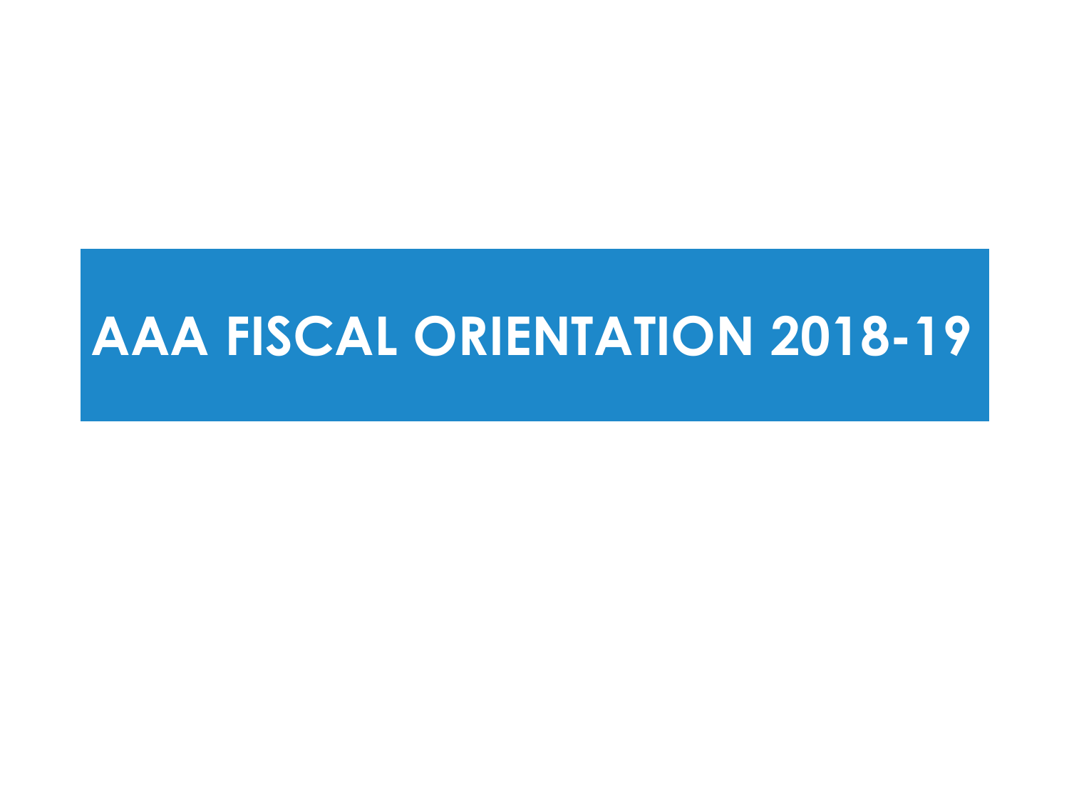# AAA FISCAL ORIENTATION 2018-19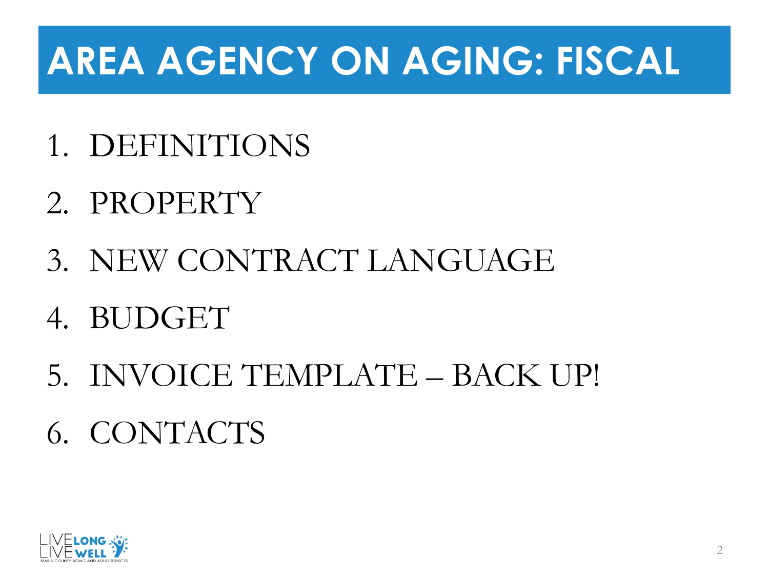# AREA AGENCY ON AGING: FISCAL

1. DEFINITIONS
2. PROPERTY
3. NEW CONTRACT LANGUAGE
4. BUDGET
5. INVOICE TEMPLATE – BACK UP!
6. CONTACTS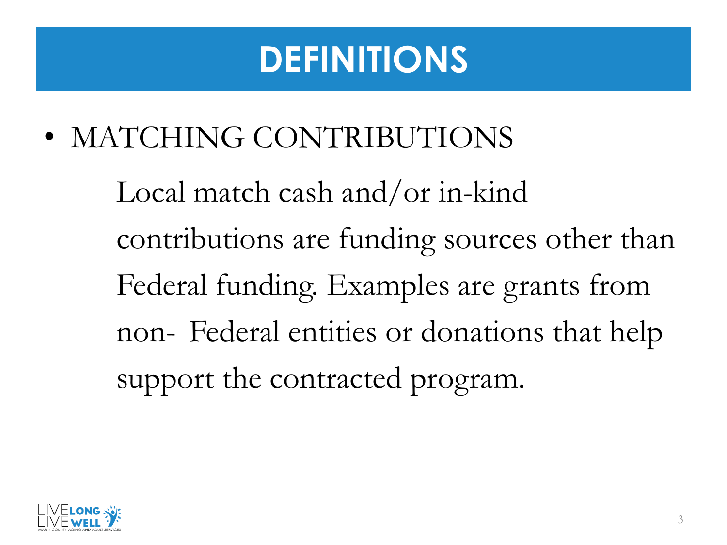# DEFINITIONS

- MATCHING CONTRIBUTIONS

  Local match cash and/or in-kind contributions are funding sources other than Federal funding. Examples are grants from non- Federal entities or donations that help support the contracted program.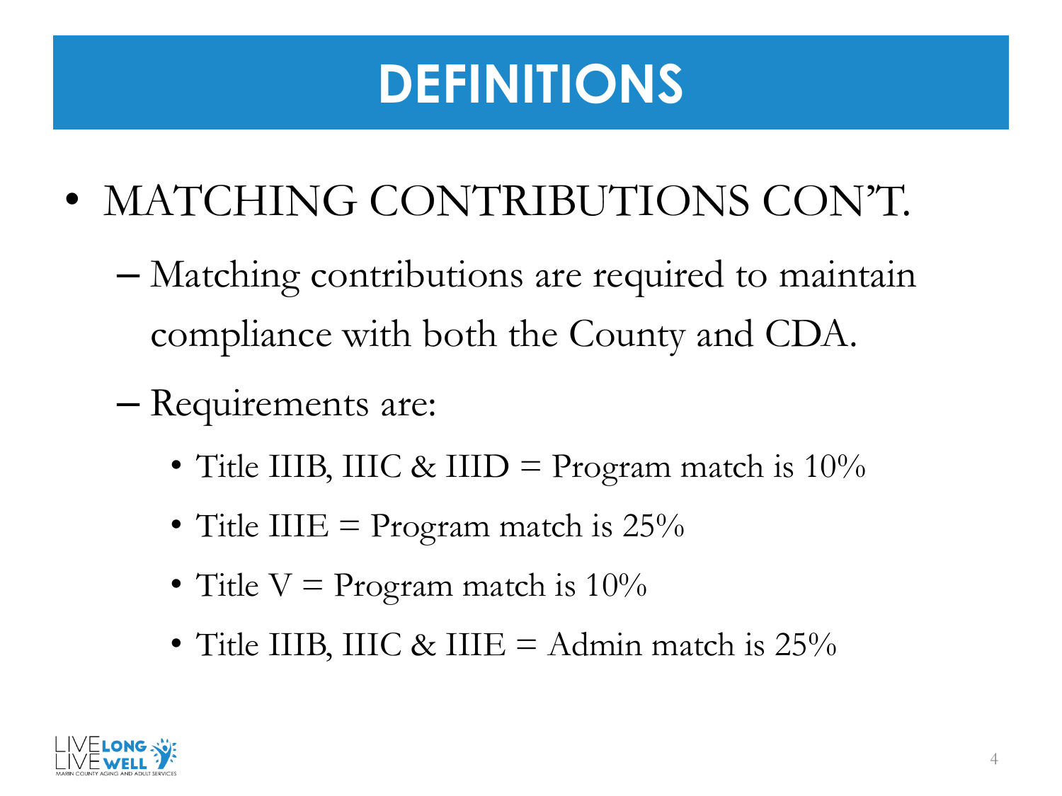# DEFINITIONS

- MATCHING CONTRIBUTIONS CON'T.
  - Matching contributions are required to maintain compliance with both the County and CDA.
  - Requirements are:
    - Title IIIB, IIIC & IIID = Program match is 10%
    - Title IIIE = Program match is 25%
    - Title V = Program match is 10%
    - Title IIIB, IIIC & IIIE = Admin match is 25%

LIVE LONG LIVE WELL
MARIN COUNTY AGING AND ADULT SERVICES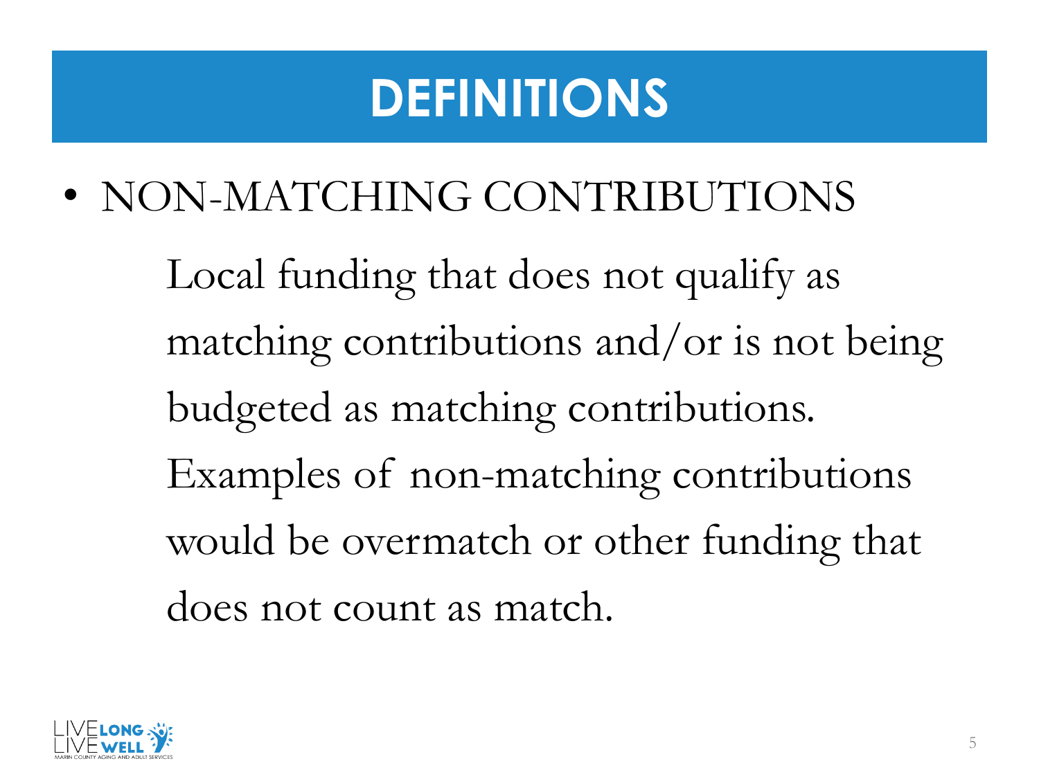# DEFINITIONS

- NON-MATCHING CONTRIBUTIONS

  Local funding that does not qualify as matching contributions and/or is not being budgeted as matching contributions. Examples of non-matching contributions would be overmatch or other funding that does not count as match.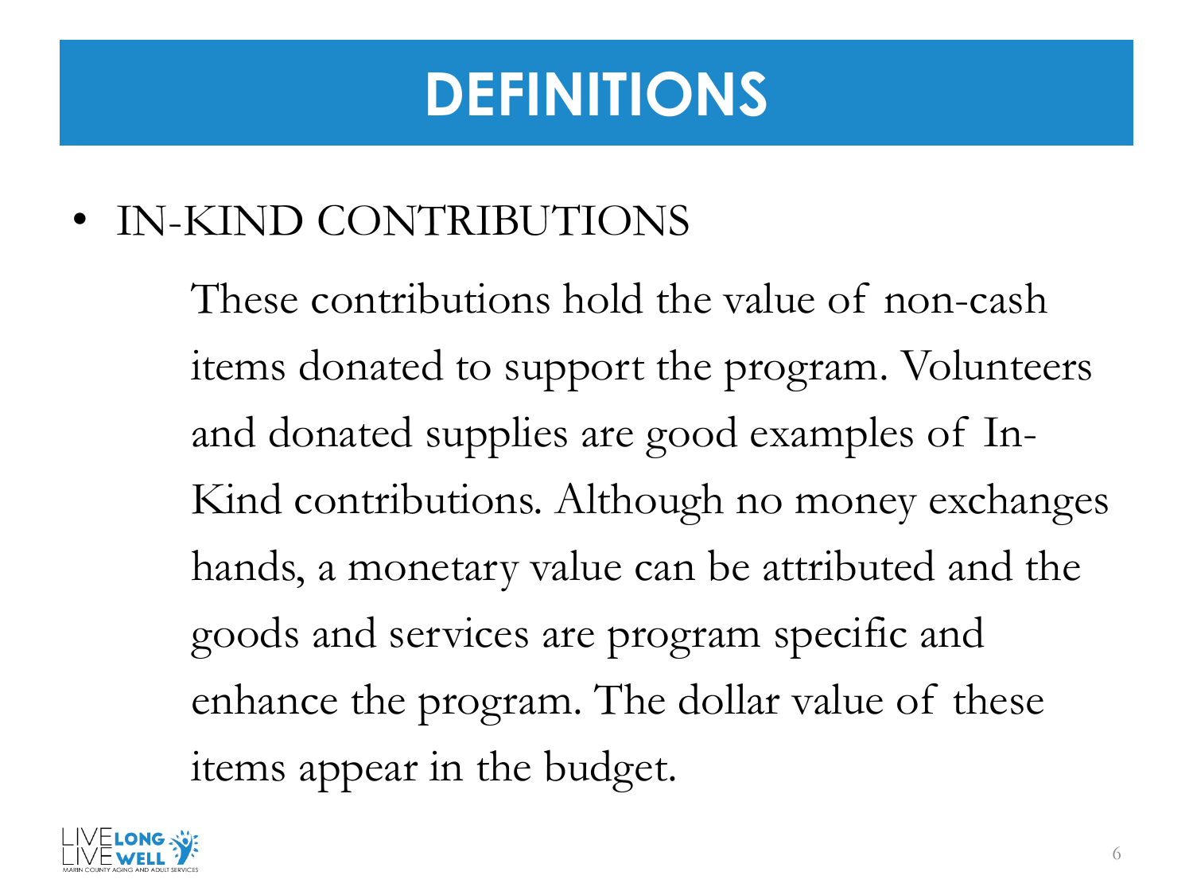# DEFINITIONS

- IN-KIND CONTRIBUTIONS

  These contributions hold the value of non-cash items donated to support the program. Volunteers and donated supplies are good examples of In-Kind contributions. Although no money exchanges hands, a monetary value can be attributed and the goods and services are program specific and enhance the program. The dollar value of these items appear in the budget.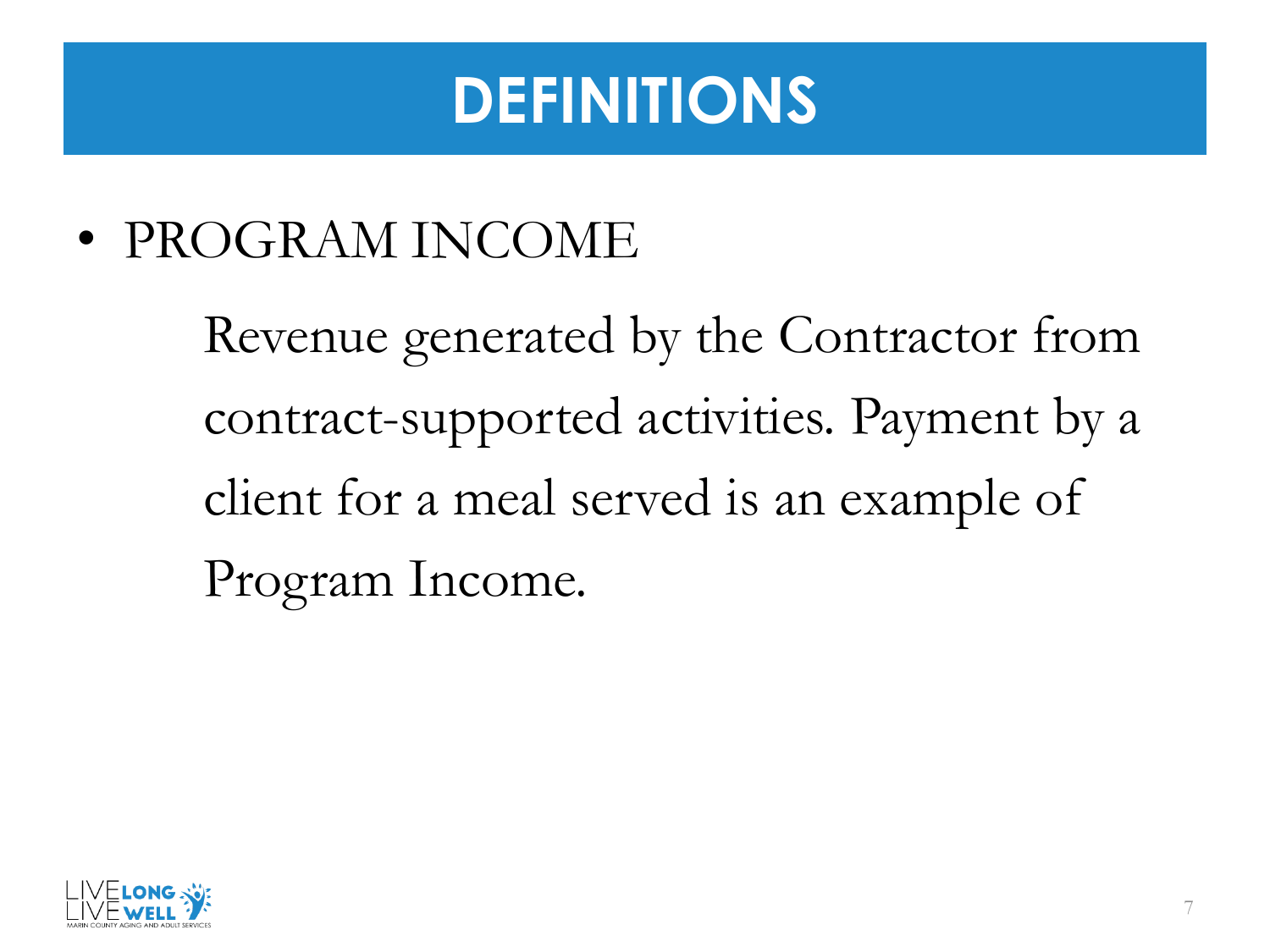# DEFINITIONS

- PROGRAM INCOME

  Revenue generated by the Contractor from contract-supported activities. Payment by a client for a meal served is an example of Program Income.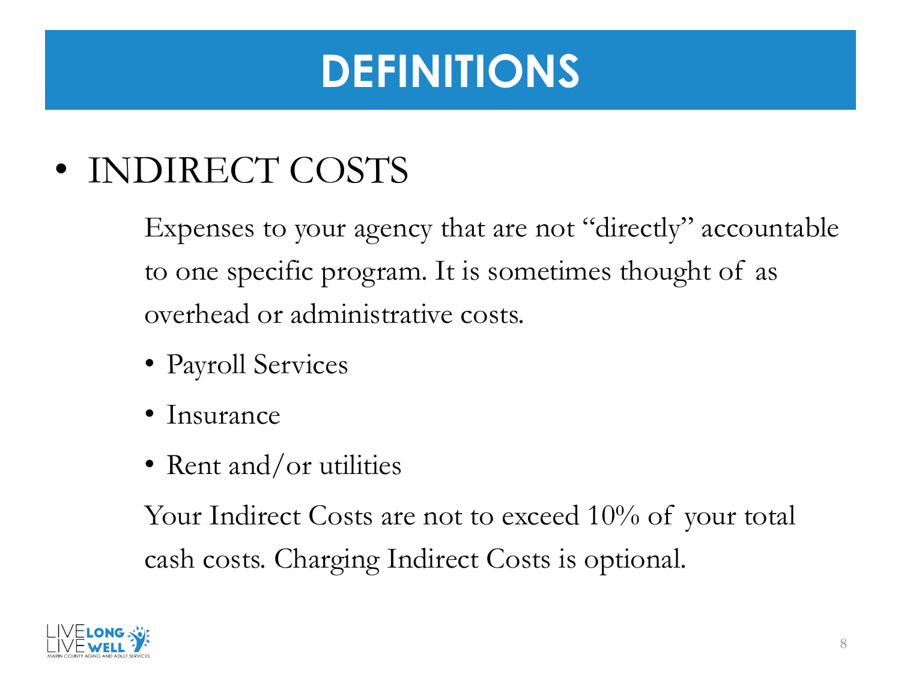# DEFINITIONS

- INDIRECT COSTS

  Expenses to your agency that are not "directly" accountable to one specific program. It is sometimes thought of as overhead or administrative costs.

  - Payroll Services
  - Insurance
  - Rent and/or utilities

  Your Indirect Costs are not to exceed 10% of your total cash costs. Charging Indirect Costs is optional.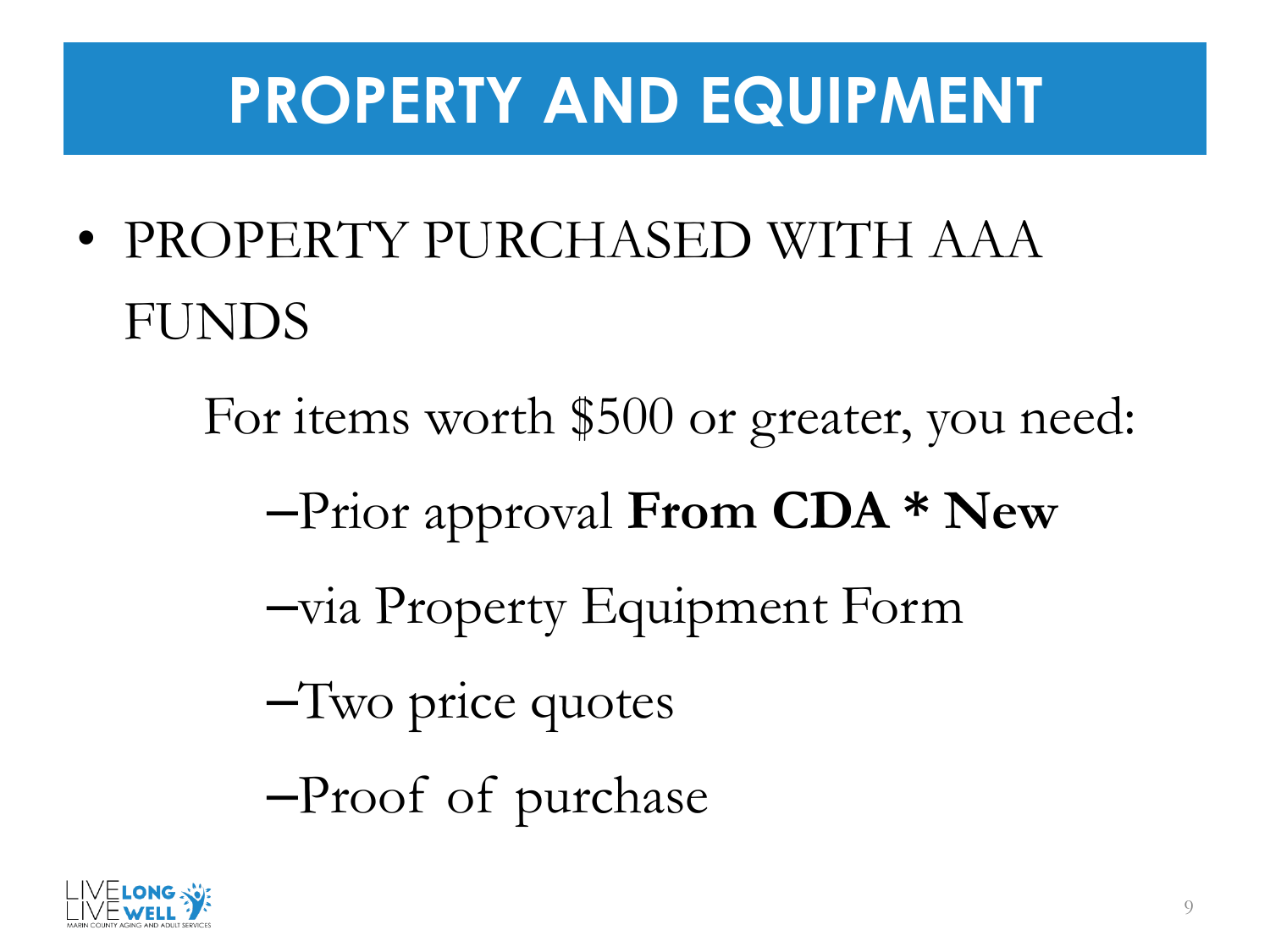# PROPERTY AND EQUIPMENT

- PROPERTY PURCHASED WITH AAA FUNDS

  For items worth $500 or greater, you need:

  – Prior approval **From CDA * New**

  – via Property Equipment Form

  – Two price quotes

  – Proof of purchase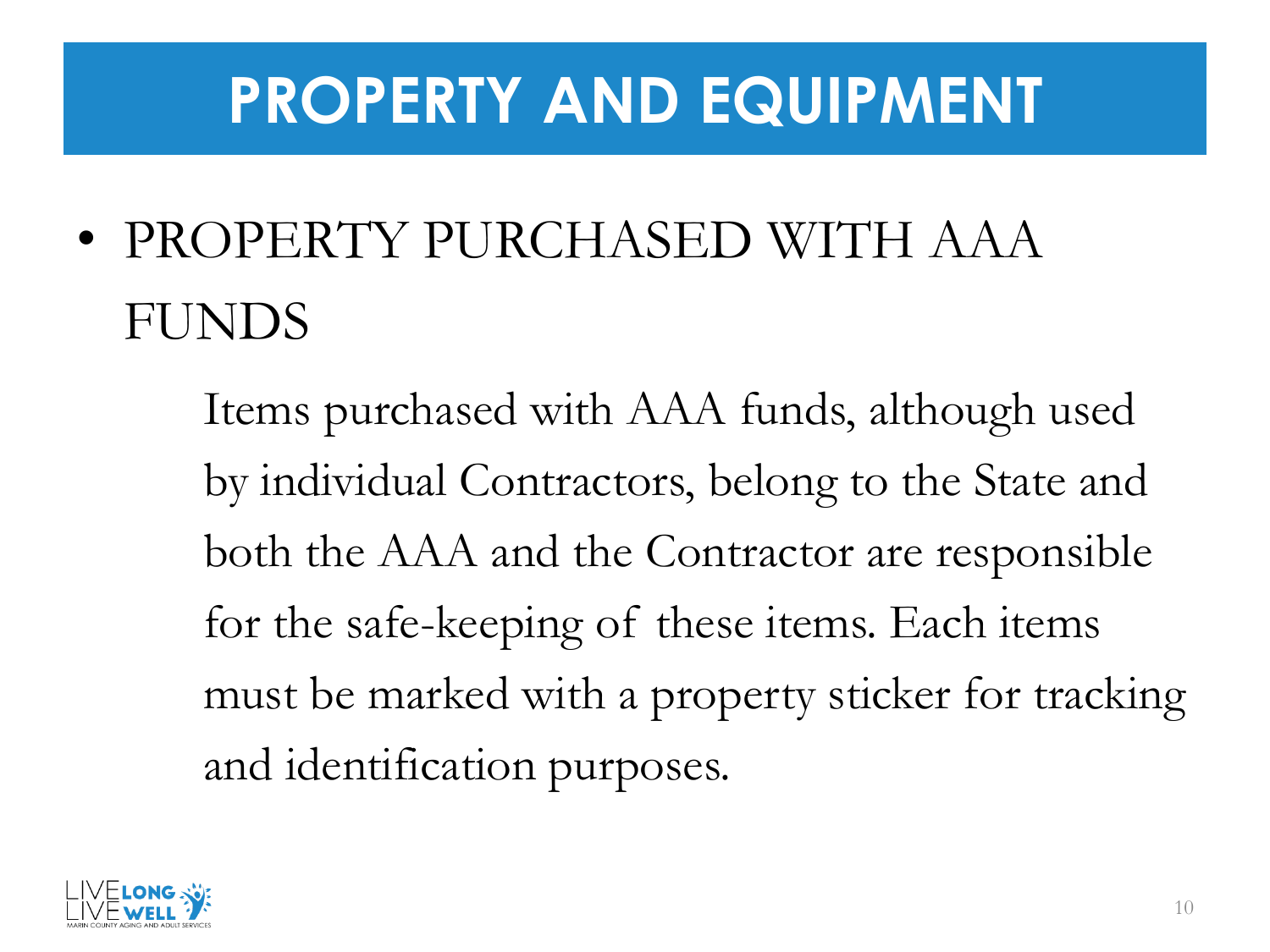# PROPERTY AND EQUIPMENT

- PROPERTY PURCHASED WITH AAA FUNDS

  Items purchased with AAA funds, although used by individual Contractors, belong to the State and both the AAA and the Contractor are responsible for the safe-keeping of these items. Each items must be marked with a property sticker for tracking and identification purposes.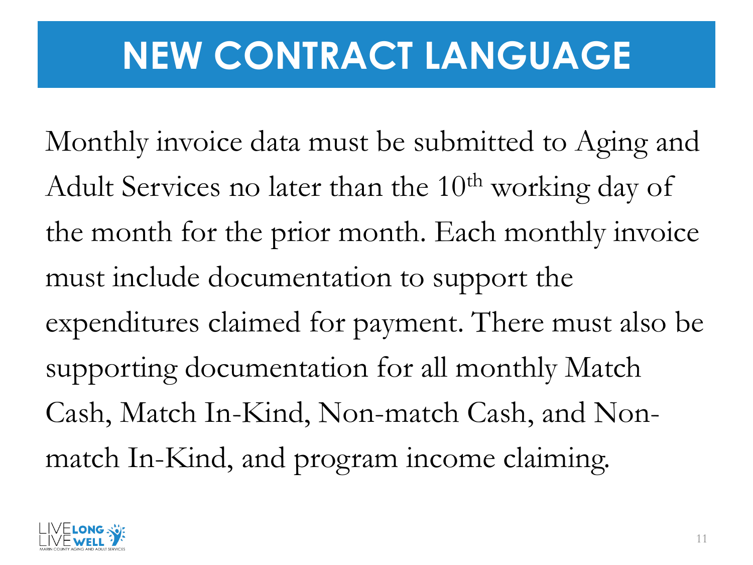# NEW CONTRACT LANGUAGE

Monthly invoice data must be submitted to Aging and Adult Services no later than the 10th working day of the month for the prior month. Each monthly invoice must include documentation to support the expenditures claimed for payment. There must also be supporting documentation for all monthly Match Cash, Match In-Kind, Non-match Cash, and Non-match In-Kind, and program income claiming.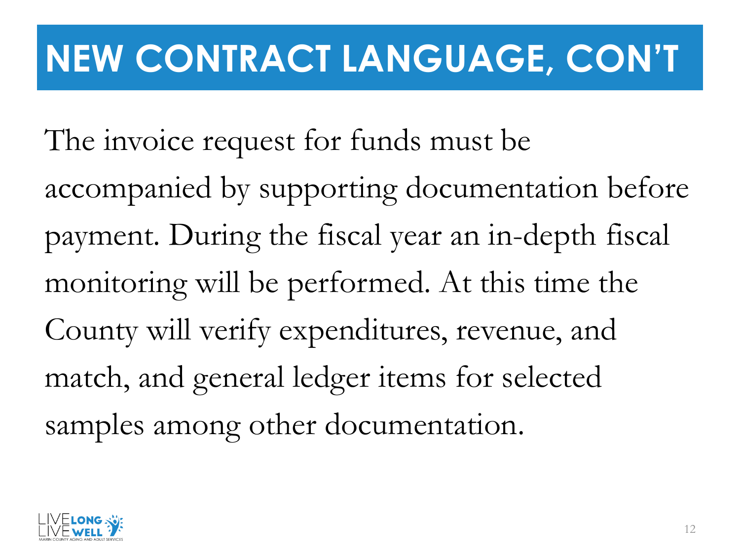# NEW CONTRACT LANGUAGE, CON'T

The invoice request for funds must be accompanied by supporting documentation before payment. During the fiscal year an in-depth fiscal monitoring will be performed. At this time the County will verify expenditures, revenue, and match, and general ledger items for selected samples among other documentation.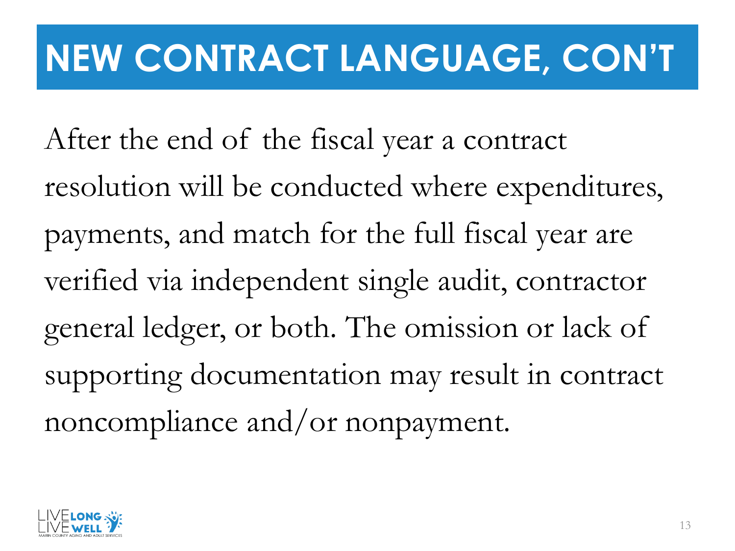# NEW CONTRACT LANGUAGE, CON'T

After the end of the fiscal year a contract resolution will be conducted where expenditures, payments, and match for the full fiscal year are verified via independent single audit, contractor general ledger, or both. The omission or lack of supporting documentation may result in contract noncompliance and/or nonpayment.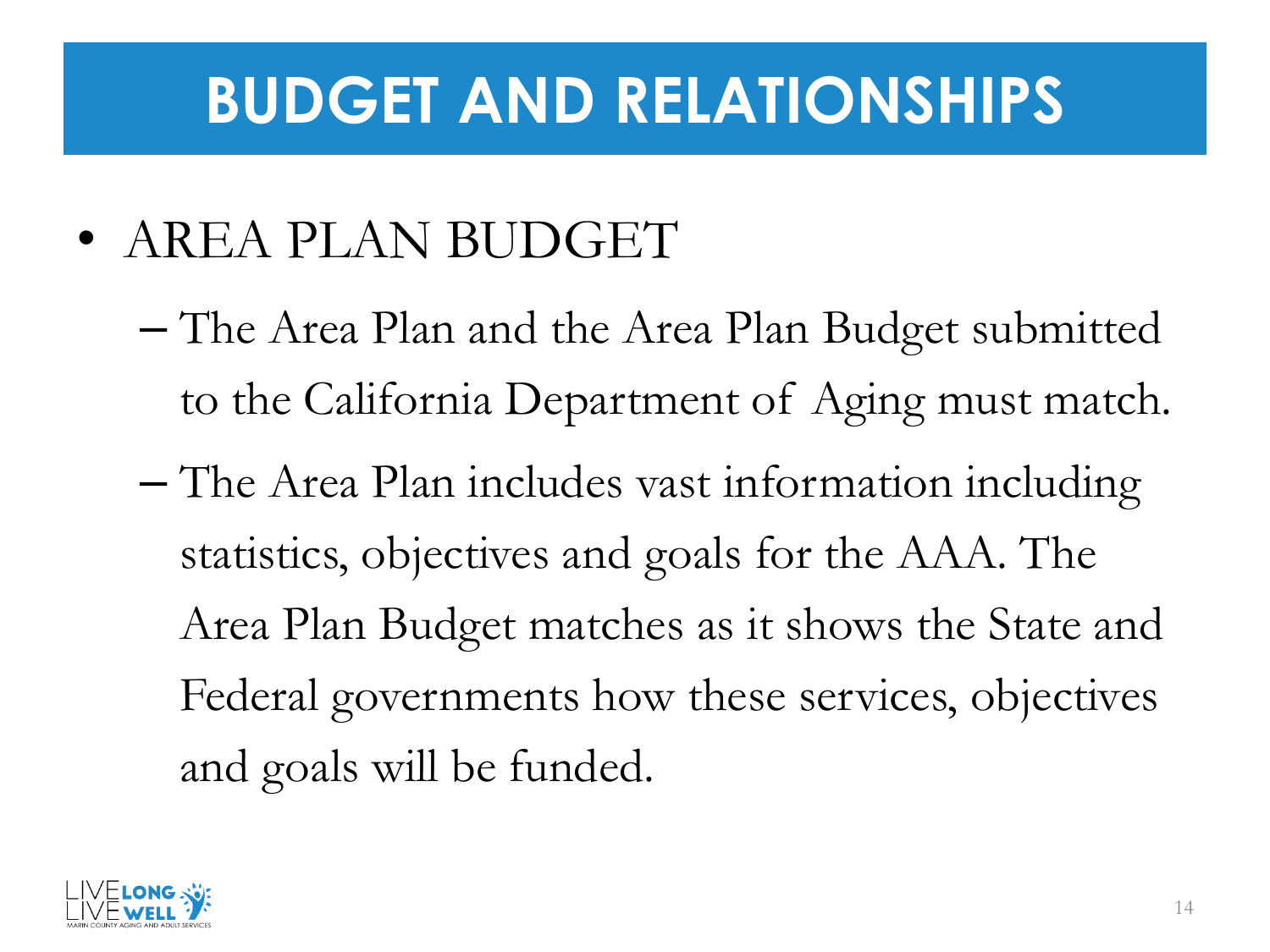# BUDGET AND RELATIONSHIPS

- AREA PLAN BUDGET
  - The Area Plan and the Area Plan Budget submitted to the California Department of Aging must match.
  - The Area Plan includes vast information including statistics, objectives and goals for the AAA. The Area Plan Budget matches as it shows the State and Federal governments how these services, objectives and goals will be funded.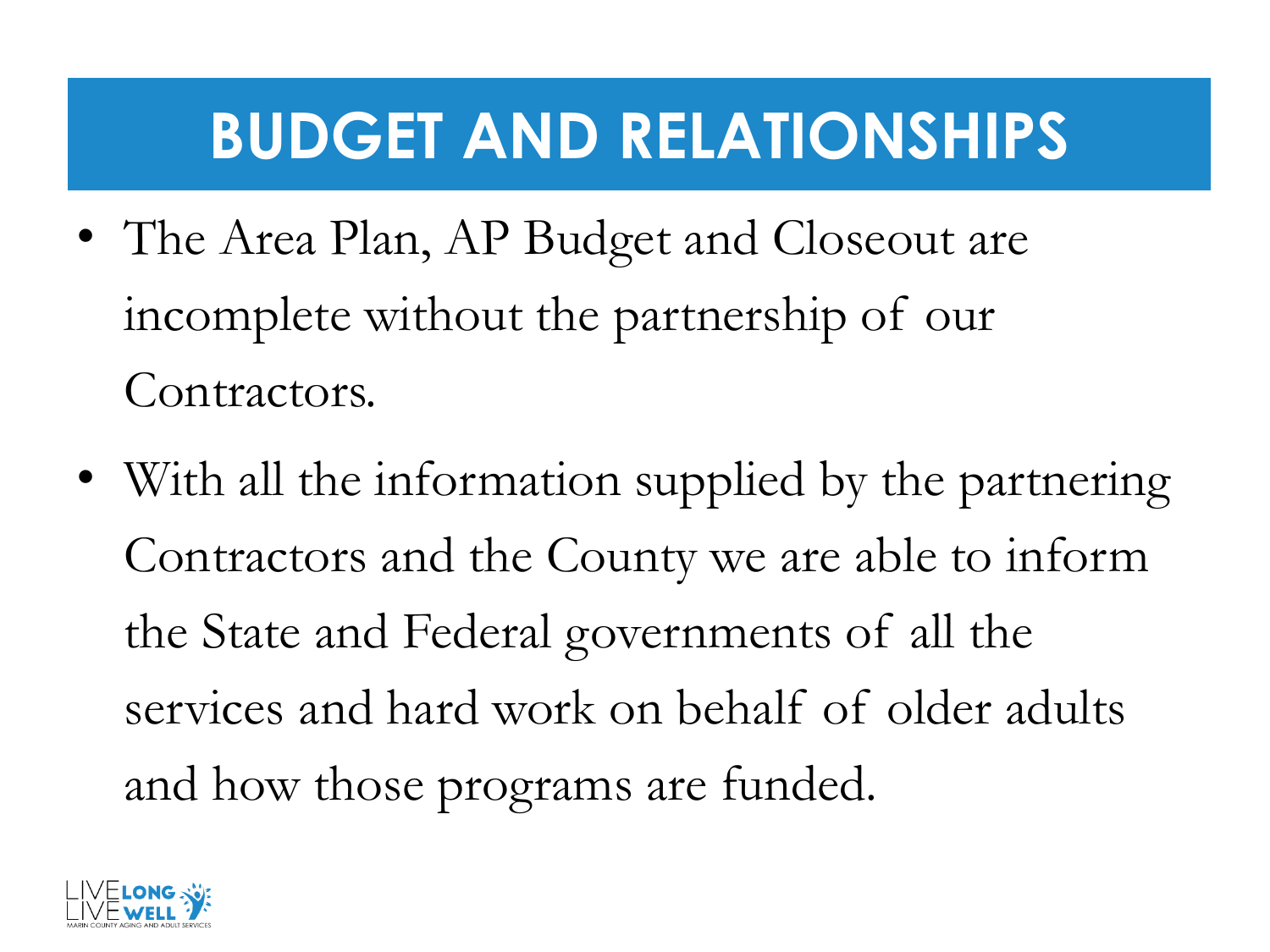# BUDGET AND RELATIONSHIPS

- The Area Plan, AP Budget and Closeout are incomplete without the partnership of our Contractors.
- With all the information supplied by the partnering Contractors and the County we are able to inform the State and Federal governments of all the services and hard work on behalf of older adults and how those programs are funded.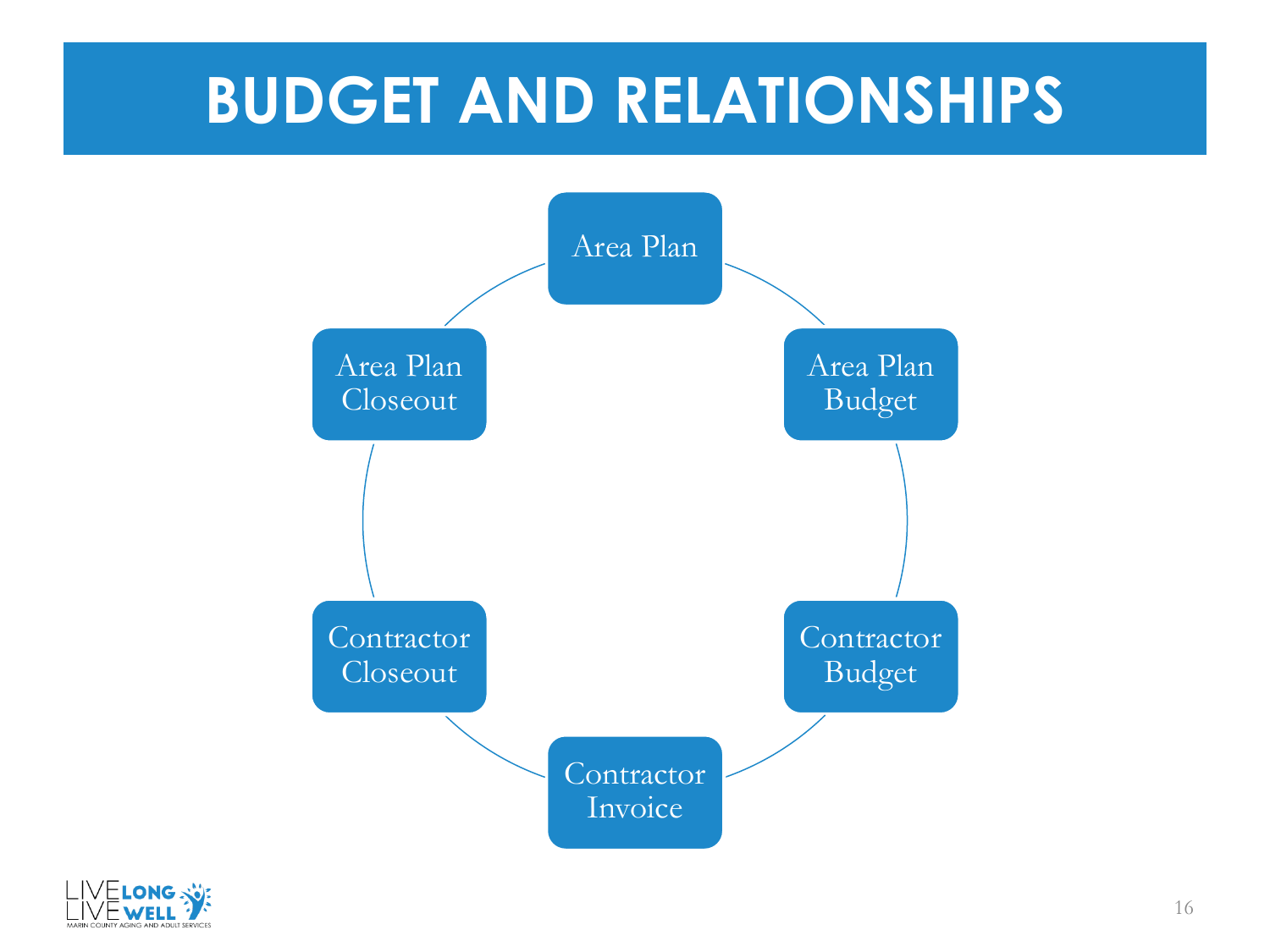# BUDGET AND RELATIONSHIPS

- Area Plan
- Area Plan Budget
- Contractor Budget
- Contractor Invoice
- Contractor Closeout
- Area Plan Closeout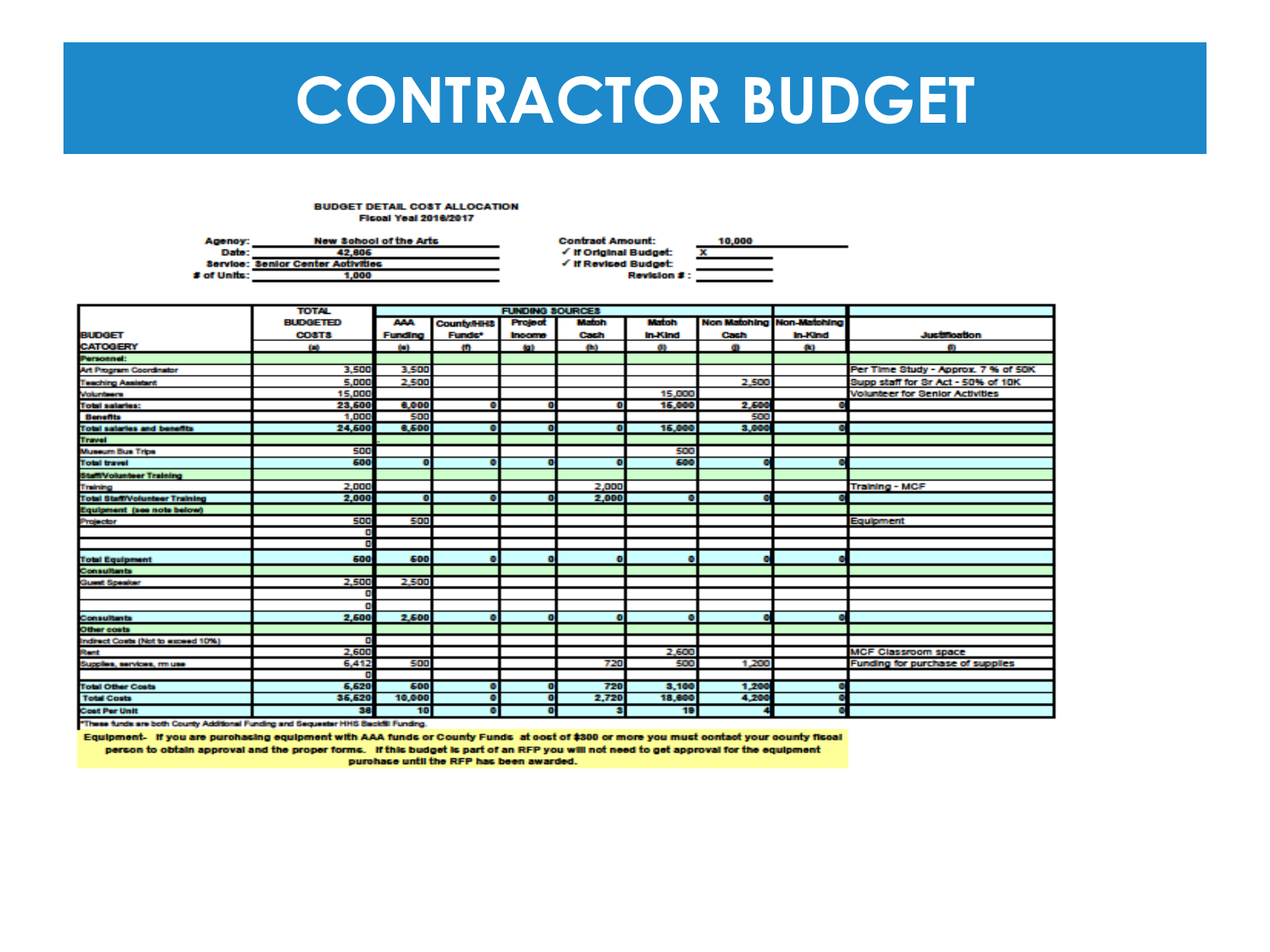# CONTRACTOR BUDGET

**BUDGET DETAIL COST ALLOCATION**
**Fiscal Yeal 2016/2017**

**Agency:** New School of the Arts
**Date:** 42,605
**Service:** Senior Center Activities
**# of Units:** 1,000

**Contract Amount:** 10,000
✓ **If Original Budget:** X
✓ **If Revised Budget:**
**Revision # :**

| BUDGET CATOGERY | TOTAL BUDGETED COSTS (a) | FUNDING SOURCES AAA Funding (e) | County/HHS Funds* (f) | Project Income (g) | Match Cash (h) | Match In-Kind (i) | Non Matching Cash (j) | Non-Matching In-Kind (k) | Justification (l) |
|---|---|---|---|---|---|---|---|---|---|
| **Personnel:** | | | | | | | | | |
| Art Program Coordinator | 3,500 | 3,500 | | | | | | | Per Time Study - Approx. 7 % of 50K |
| Teaching Assistant | 5,000 | 2,500 | | | | | 2,500 | | Supp staff for Sr Act - 50% of 10K |
| Volunteers | 15,000 | | | | | 15,000 | | | Volunteer for Senior Activities |
| **Total salaries:** | 23,500 | 6,000 | 0 | 0 | 0 | 15,000 | 2,500 | 0 | |
| **Benefits** | 1,000 | 500 | | | | | 500 | | |
| **Total salaries and benefits** | 24,500 | 6,500 | 0 | 0 | 0 | 15,000 | 3,000 | 0 | |
| **Travel** | | | | | | | | | |
| Museum Bus Trips | 500 | | | | | 500 | | | |
| **Total travel** | 500 | 0 | 0 | 0 | 0 | 500 | 0 | 0 | |
| **Staff/Volunteer Training** | | | | | | | | | |
| Training | 2,000 | | | | 2,000 | | | | Training - MCF |
| **Total Staff/Volunteer Training** | 2,000 | 0 | 0 | 0 | 2,000 | 0 | 0 | 0 | |
| **Equipment (see note below)** | | | | | | | | | |
| Projector | 500 | 500 | | | | | | | Equipment |
| | 0 | | | | | | | | |
| | 0 | | | | | | | | |
| **Total Equipment** | 500 | 500 | 0 | 0 | 0 | 0 | 0 | 0 | |
| **Consultants** | | | | | | | | | |
| Guest Speaker | 2,500 | 2,500 | | | | | | | |
| | 0 | | | | | | | | |
| | 0 | | | | | | | | |
| **Consultants** | 2,500 | 2,500 | 0 | 0 | 0 | 0 | 0 | 0 | |
| **Other costs** | | | | | | | | | |
| Indirect Costs (Not to exceed 10%) | 0 | | | | | | | | |
| Rent | 2,600 | | | | | 2,600 | | | MCF Classroom space |
| Supplies, services, rm use | 6,412 | 500 | | | 720 | 500 | 1,200 | | Funding for purchase of supplies |
| | 0 | | | | | | | | |
| **Total Other Costs** | 5,520 | 500 | 0 | 0 | 720 | 3,100 | 1,200 | 0 | |
| **Total Costs** | 35,520 | 10,000 | 0 | 0 | 2,720 | 18,600 | 4,200 | 0 | |
| **Cost Per Unit** | 36 | 10 | 0 | 0 | 3 | 19 | 4 | 0 | |

*These funds are both County Additional Funding and Sequester HHS Backfill Funding.

**Equipment- If you are purchasing equipment with AAA funds or County Funds at cost of $300 or more you must contact your county fiscal person to obtain approval and the proper forms. If this budget is part of an RFP you will not need to get approval for the equipment purchase until the RFP has been awarded.**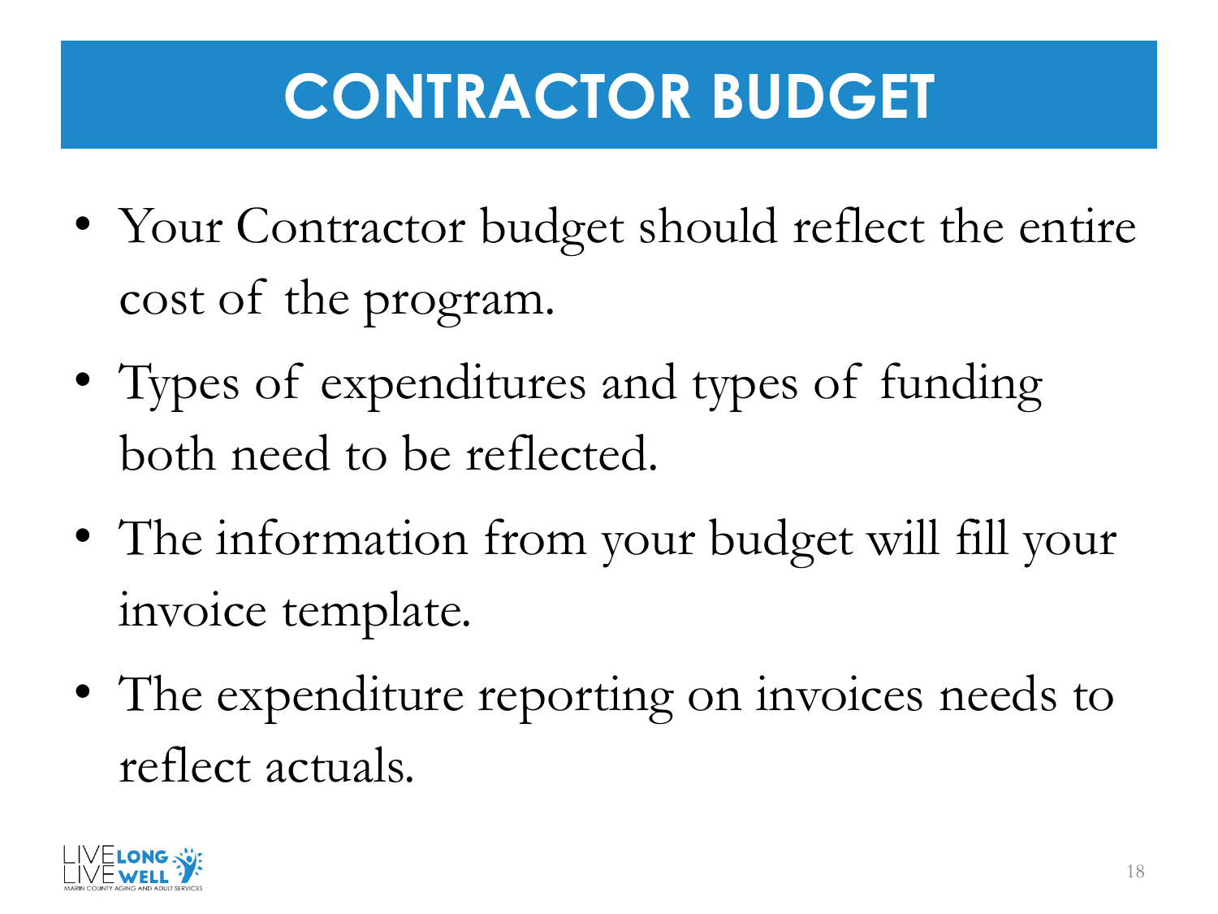# CONTRACTOR BUDGET

- Your Contractor budget should reflect the entire cost of the program.
- Types of expenditures and types of funding both need to be reflected.
- The information from your budget will fill your invoice template.
- The expenditure reporting on invoices needs to reflect actuals.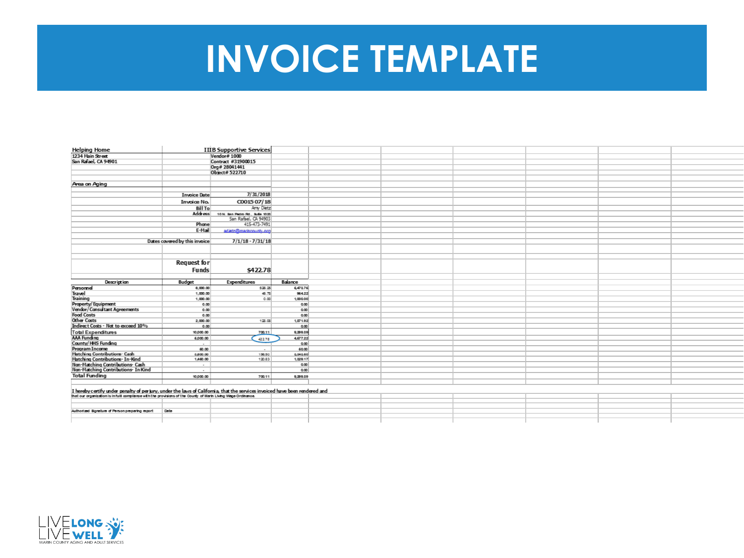# INVOICE TEMPLATE

**Helping Home**
1234 Main Street
San Rafael, CA 94901

**IIIB Supportive Services**
Vendor# 1000
Contract #31900015
Org# 28041441
Object# 522710

**Area on Aging**

| | |
|---|---|
| Invoice Date | 7/31/2018 |
| Invoice No. | C0015 07/18 |
| Bill To | Amy Dietz |
| Address | 10 N. San Pedro Rd., Suite 1023 San Rafael, CA 94903 |
| Phone | 415-473-7491 |
| E-Mail | adietz@marincounty.org |
| Dates covered by this invoice | 7/1/18 - 7/31/18 |

**Request for Funds** **$422.78**

| Description | Budget | Expenditures | Balance |
|---|---|---|---|
| Personnel | 6,000.00 | 526.25 | 6,473.76 |
| Travel | 1,000.00 | 45.78 | 954.22 |
| Training | 1,000.00 | 0.00 | 1,000.00 |
| Property/Equipment | 0.00 | | 0.00 |
| Vendor/Consultant Agreements | 0.00 | | 0.00 |
| Food Costs | 0.00 | | 0.00 |
| Other Costs | 2,000.00 | 128.08 | 1,871.92 |
| Indirect Costs - Not to exceed 10% | 0.00 | | 0.00 |
| Total Expenditures | 10,000.00 | 700.11 | 9,299.89 |
| AAA Funding | 5,000.00 | 422.78 | 4,577.22 |
| County/HHS Funding | - | | 0.00 |
| Program Income | 60.00 | - | 60.00 |
| Matching Contributions- Cash | 3,500.00 | 156.50 | 3,343.50 |
| Matching Contributions- In-Kind | 1,440.00 | 120.83 | 1,329.17 |
| Non-Matching Contributions- Cash | - | | 0.00 |
| Non-Matching Contributions- In Kind | - | | 0.00 |
| Total Funding | 10,000.00 | 700.11 | 9,299.89 |

I hereby certify under penalty of perjury, under the laws of California, that the services invoiced have been rendered and that our organization is in full compliance with the provisions of the County of Marin Living Wage Ordinance.

Authorized Signature of Person preparing report &nbsp;&nbsp;&nbsp; Date

LIVE LONG LIVE WELL
MARIN COUNTY AGING AND ADULT SERVICES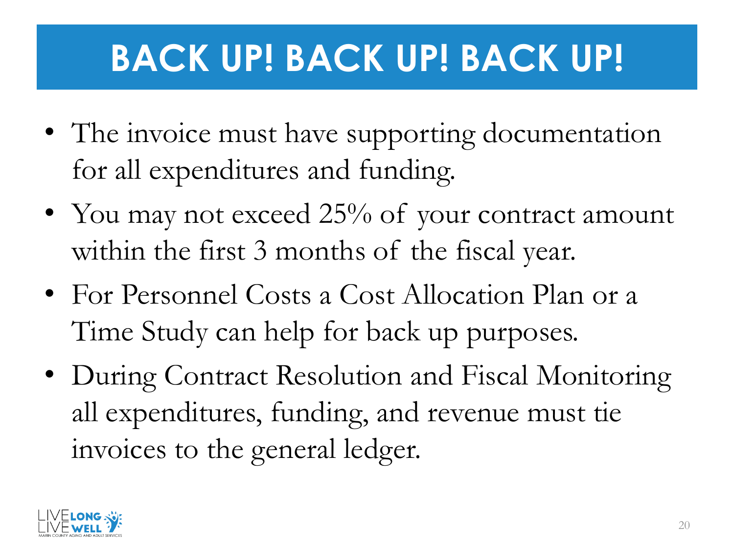# BACK UP! BACK UP! BACK UP!

- The invoice must have supporting documentation for all expenditures and funding.
- You may not exceed 25% of your contract amount within the first 3 months of the fiscal year.
- For Personnel Costs a Cost Allocation Plan or a Time Study can help for back up purposes.
- During Contract Resolution and Fiscal Monitoring all expenditures, funding, and revenue must tie invoices to the general ledger.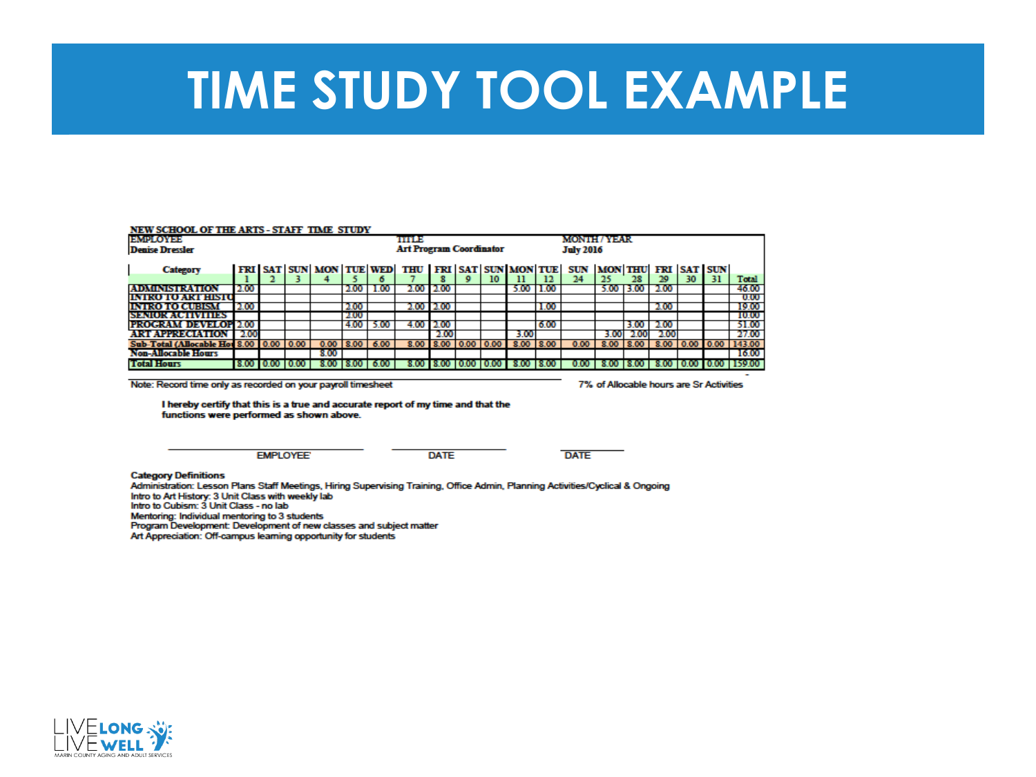# TIME STUDY TOOL EXAMPLE

**NEW SCHOOL OF THE ARTS - STAFF TIME STUDY**

| EMPLOYEE | TITLE | MONTH / YEAR |
|---|---|---|
| Denise Dressler | Art Program Coordinator | July 2016 |

| Category | FRI 1 | SAT 2 | SUN 3 | MON 4 | TUE 5 | WED 6 | THU 7 | FRI 8 | SAT 9 | SUN 10 | MON 11 | TUE 12 | SUN 24 | MON 25 | THU 28 | FRI 29 | SAT 30 | SUN 31 | Total |
|---|---|---|---|---|---|---|---|---|---|---|---|---|---|---|---|---|---|---|---|
| ADMINISTRATION | 2.00 | | | | 2.00 | 1.00 | 2.00 | 2.00 | | | 5.00 | 1.00 | | 5.00 | 3.00 | 2.00 | | | 46.00 |
| INTRO TO ART HISTO | | | | | | | | | | | | | | | | | | | 0.00 |
| INTRO TO CUBISM | 2.00 | | | | 2.00 | | 2.00 | 2.00 | | | | 1.00 | | | | 2.00 | | | 19.00 |
| SENIOR ACTIVITIES | | | | | 2.00 | | | | | | | | | | | | | | 10.00 |
| PROGRAM DEVELOP | 2.00 | | | | 4.00 | 5.00 | 4.00 | 2.00 | | | | 6.00 | | | 3.00 | 2.00 | | | 51.00 |
| ART APPRECIATION | 2.00 | | | | | | | 2.00 | | | 3.00 | | | 3.00 | 2.00 | 2.00 | | | 27.00 |
| Sub-Total (Allocable Hou | 8.00 | 0.00 | 0.00 | 0.00 | 8.00 | 6.00 | 8.00 | 8.00 | 0.00 | 0.00 | 8.00 | 8.00 | 0.00 | 8.00 | 8.00 | 8.00 | 0.00 | 0.00 | 143.00 |
| Non-Allocable Hours | | | | 8.00 | | | | | | | | | | | | | | | 16.00 |
| Total Hours | 8.00 | 0.00 | 0.00 | 8.00 | 8.00 | 6.00 | 8.00 | 8.00 | 0.00 | 0.00 | 8.00 | 8.00 | 0.00 | 8.00 | 8.00 | 8.00 | 0.00 | 0.00 | 159.00 |

Note: Record time only as recorded on your payroll timesheet

7% of Allocable hours are Sr Activities

**I hereby certify that this is a true and accurate report of my time and that the functions were performed as shown above.**

EMPLOYEE ____________ DATE ____________ DATE ____________

**Category Definitions**

Administration: Lesson Plans Staff Meetings, Hiring Supervising Training, Office Admin, Planning Activities/Cyclical & Ongoing
Intro to Art History: 3 Unit Class with weekly lab
Intro to Cubism: 3 Unit Class - no lab
Mentoring: Individual mentoring to 3 students
Program Development: Development of new classes and subject matter
Art Appreciation: Off-campus learning opportunity for students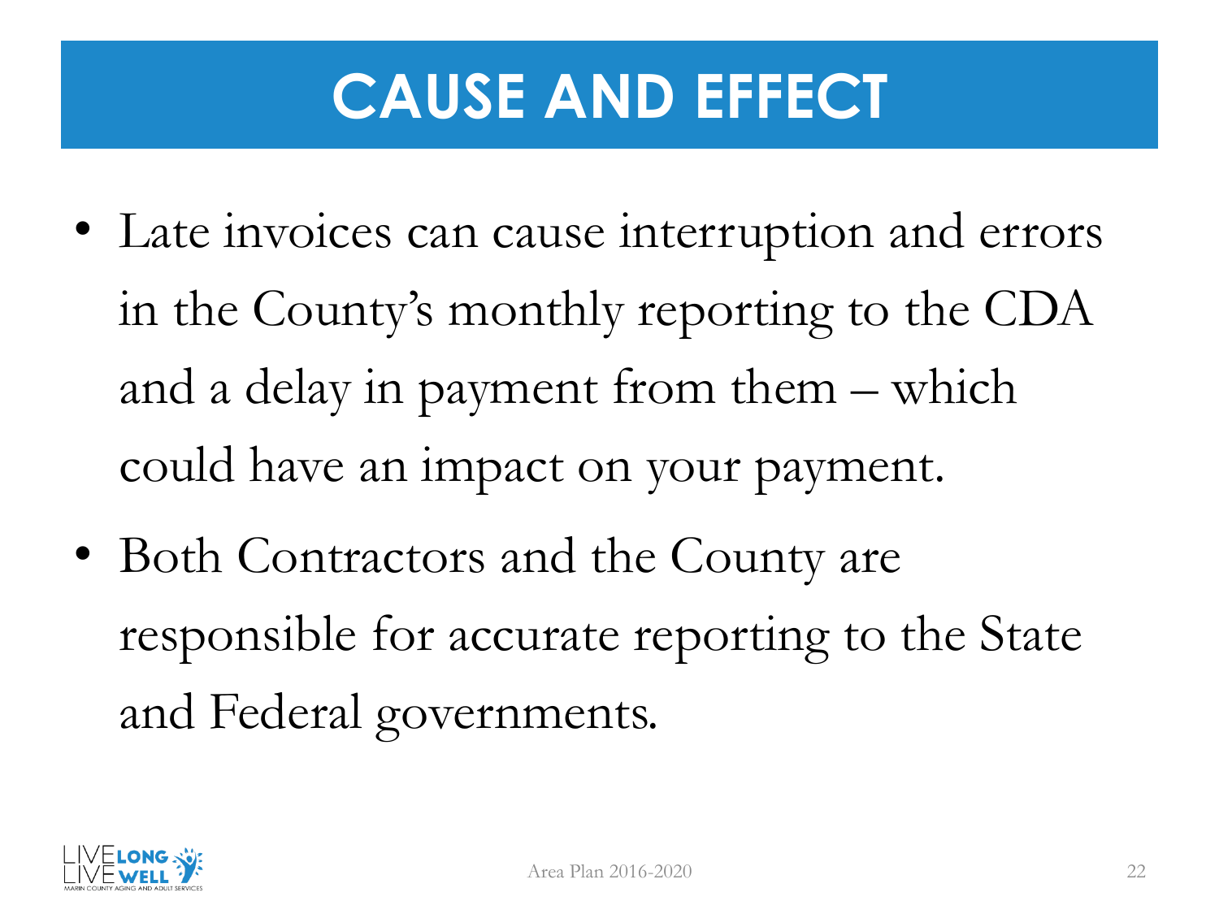# CAUSE AND EFFECT

- Late invoices can cause interruption and errors in the County's monthly reporting to the CDA and a delay in payment from them – which could have an impact on your payment.
- Both Contractors and the County are responsible for accurate reporting to the State and Federal governments.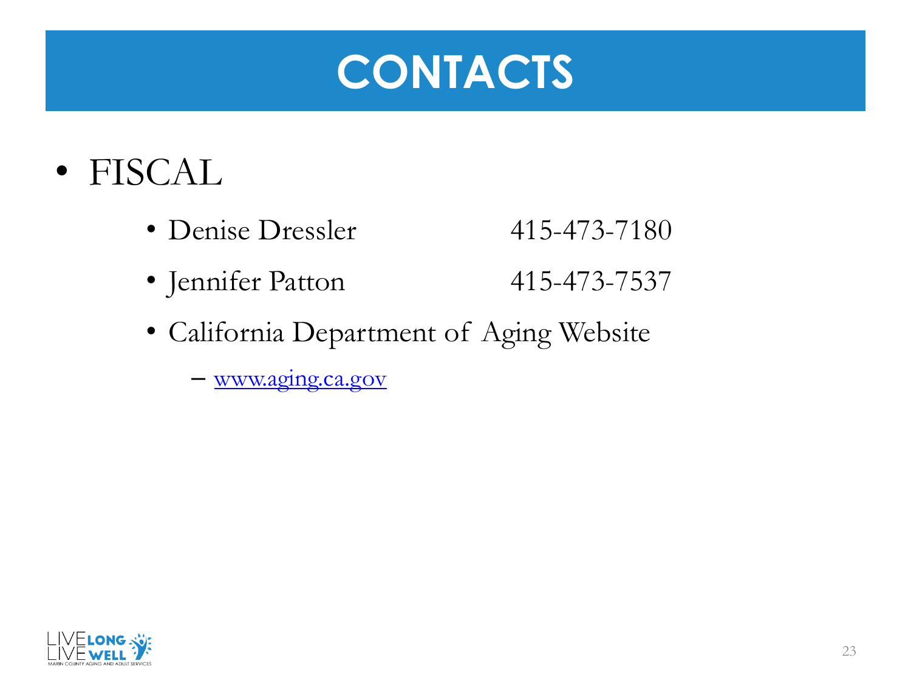# CONTACTS

- FISCAL
  - Denise Dressler 415-473-7180
  - Jennifer Patton 415-473-7537
  - California Department of Aging Website
    - www.aging.ca.gov